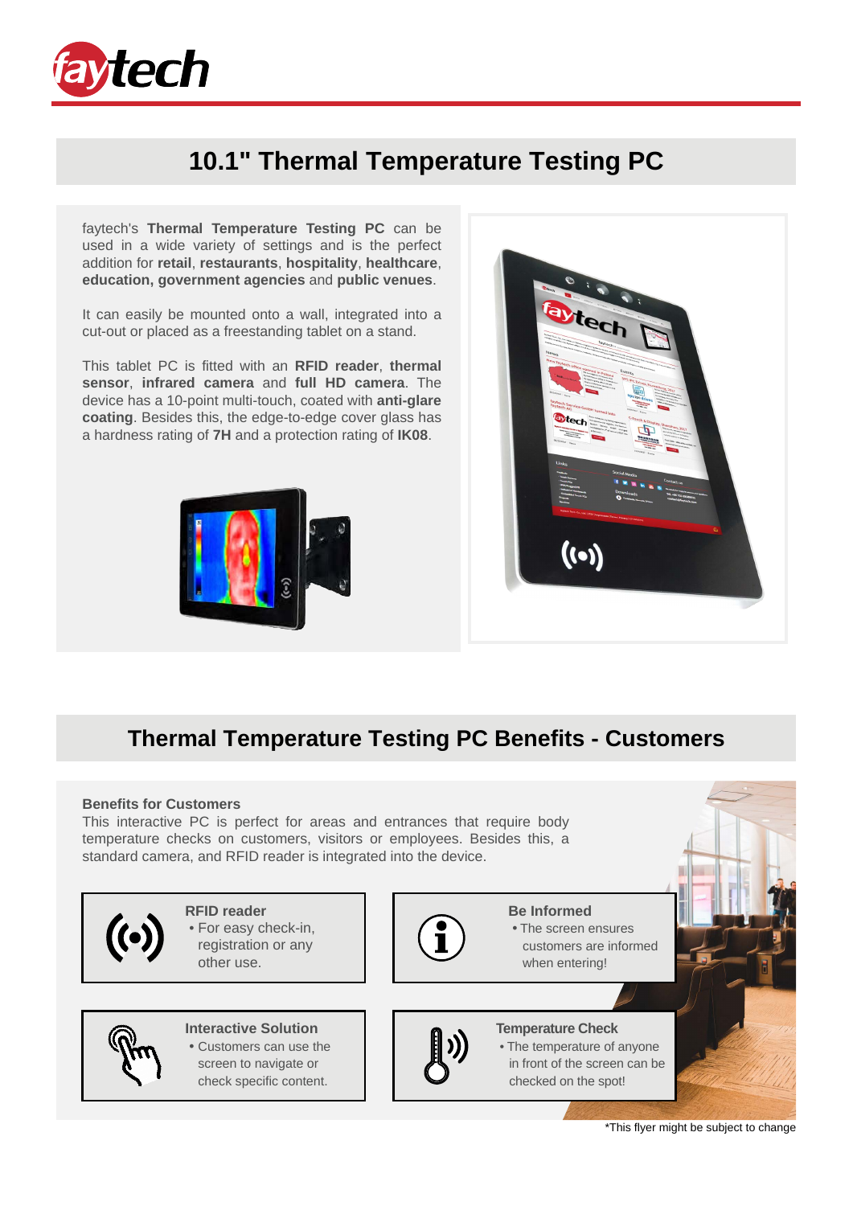# 10.1" Thermal Temperature Testing PC

faytech's **Thermal Temperature Testing PC** can be used in a wide variety of settings and is the perfect addition for **retail**, **restaurants**, **hospitality**, **healthcare**, **education, government agencies** and **public venues**.

It can easily be mounted onto a wall, integrated into a cut-out or placed as a freestanding tablet on a stand.

This tablet PC is fitted with an **RFID reader**, **thermal sensor**, **infrared camera** and **full HD camera**. The device has a 10-point multi-touch, coated with **anti-glare coating**. Besides this, the edge-to-edge cover glass has a hardness rating of **7H** and a protection rating of **IK08**.

## Thermal Temperature Testing PC Benefits - Customers

**Benefits for Customers**

This interactive PC is perfect for areas and entrances that require body temperature checks on customers, visitors or employees. Besides this, a standard camera, and RFID reader is integrated into the device.

**RFID reader**
- For easy check-in, registration or any other use.

**Be Informed**
- The screen ensures customers are informed when entering!

**Interactive Solution**
- Customers can use the screen to navigate or check specific content.

**Temperature Check**
- The temperature of anyone in front of the screen can be checked on the spot!

*This flyer might be subject to change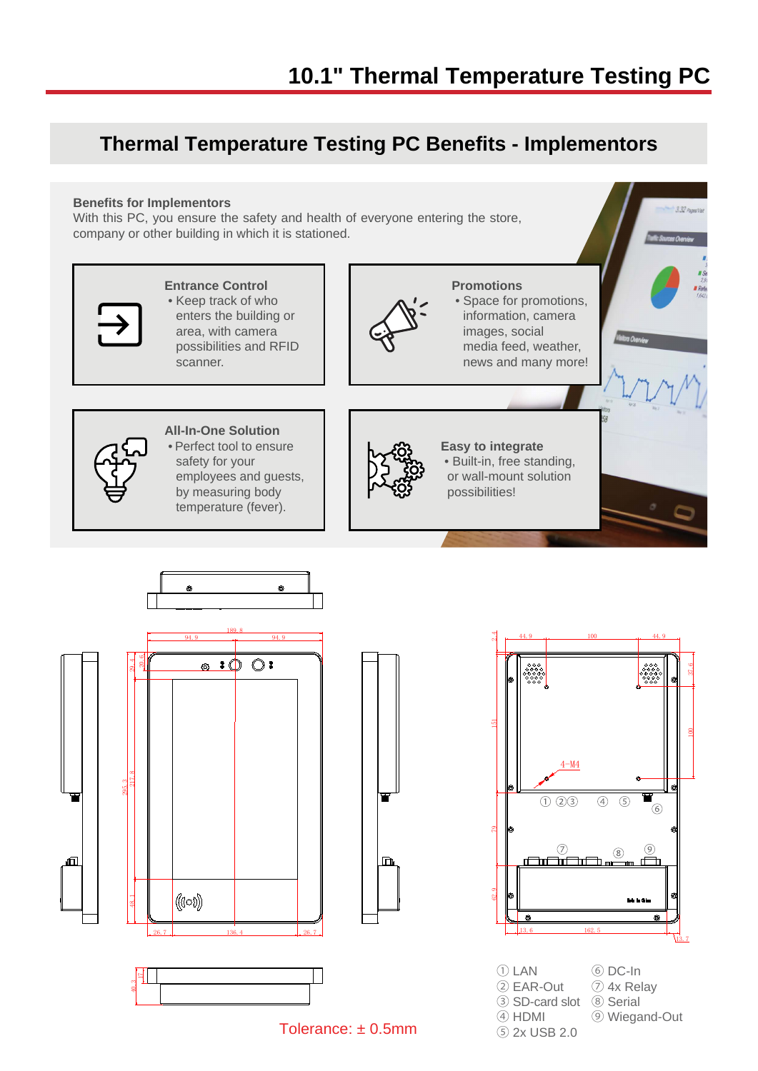# 10.1" Thermal Temperature Testing PC

## Thermal Temperature Testing PC Benefits - Implementors

**Benefits for Implementors**
With this PC, you ensure the safety and health of everyone entering the store, company or other building in which it is stationed.

**Entrance Control**
- Keep track of who enters the building or area, with camera possibilities and RFID scanner.

**Promotions**
- Space for promotions, information, camera images, social media feed, weather, news and many more!

**All-In-One Solution**
- Perfect tool to ensure safety for your employees and guests, by measuring body temperature (fever).

**Easy to integrate**
- Built-in, free standing, or wall-mount solution possibilities!

① LAN
② EAR-Out
③ SD-card slot
④ HDMI
⑤ 2x USB 2.0
⑥ DC-In
⑦ 4x Relay
⑧ Serial
⑨ Wiegand-Out

Tolerance: ± 0.5mm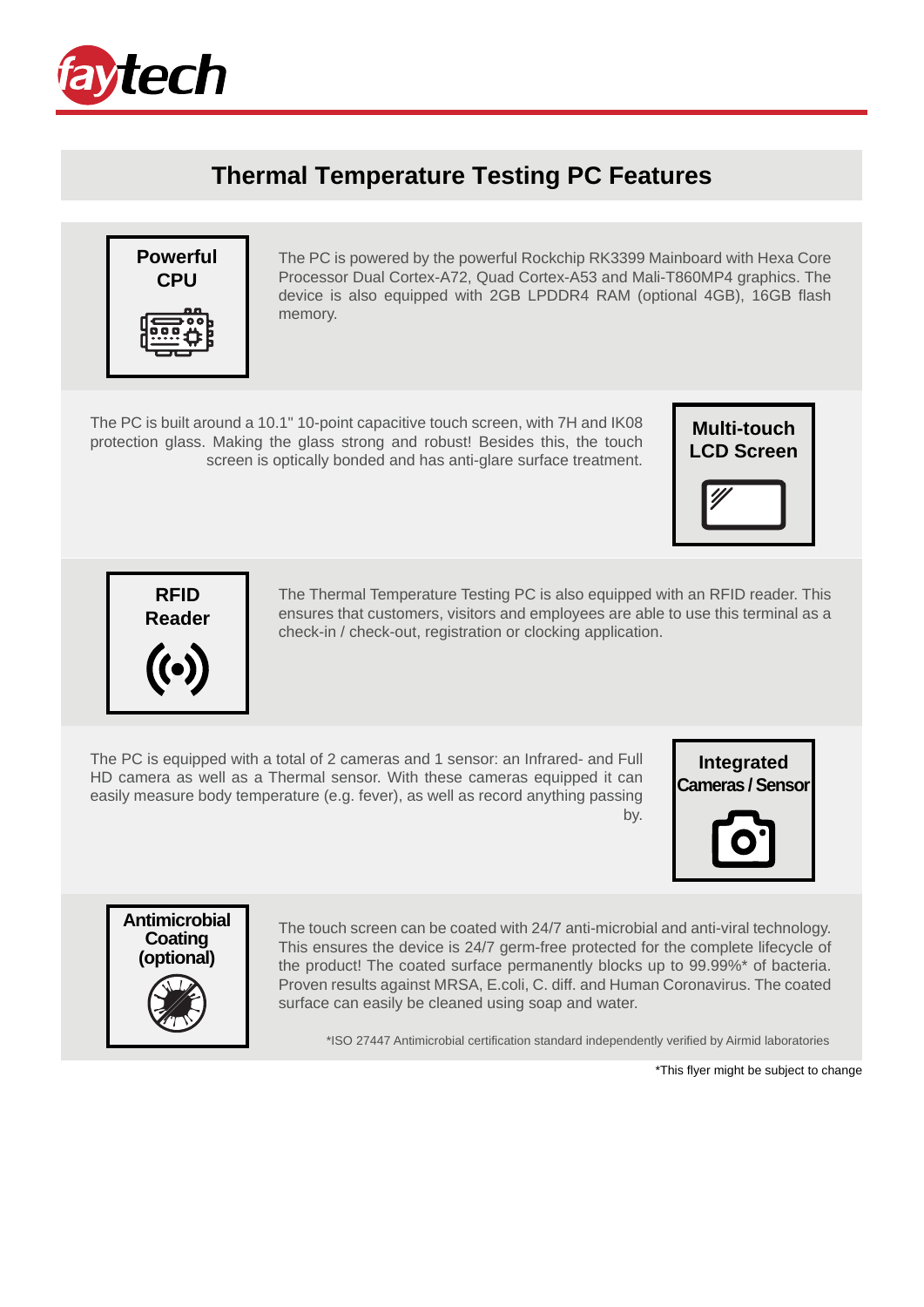# Thermal Temperature Testing PC Features

### Powerful CPU

The PC is powered by the powerful Rockchip RK3399 Mainboard with Hexa Core Processor Dual Cortex-A72, Quad Cortex-A53 and Mali-T860MP4 graphics. The device is also equipped with 2GB LPDDR4 RAM (optional 4GB), 16GB flash memory.

### Multi-touch LCD Screen

The PC is built around a 10.1" 10-point capacitive touch screen, with 7H and IK08 protection glass. Making the glass strong and robust! Besides this, the touch screen is optically bonded and has anti-glare surface treatment.

### RFID Reader

The Thermal Temperature Testing PC is also equipped with an RFID reader. This ensures that customers, visitors and employees are able to use this terminal as a check-in / check-out, registration or clocking application.

### Integrated Cameras / Sensor

The PC is equipped with a total of 2 cameras and 1 sensor: an Infrared- and Full HD camera as well as a Thermal sensor. With these cameras equipped it can easily measure body temperature (e.g. fever), as well as record anything passing by.

### Antimicrobial Coating (optional)

The touch screen can be coated with 24/7 anti-microbial and anti-viral technology. This ensures the device is 24/7 germ-free protected for the complete lifecycle of the product! The coated surface permanently blocks up to 99.99%* of bacteria. Proven results against MRSA, E.coli, C. diff. and Human Coronavirus. The coated surface can easily be cleaned using soap and water.

*ISO 27447 Antimicrobial certification standard independently verified by Airmid laboratories

*This flyer might be subject to change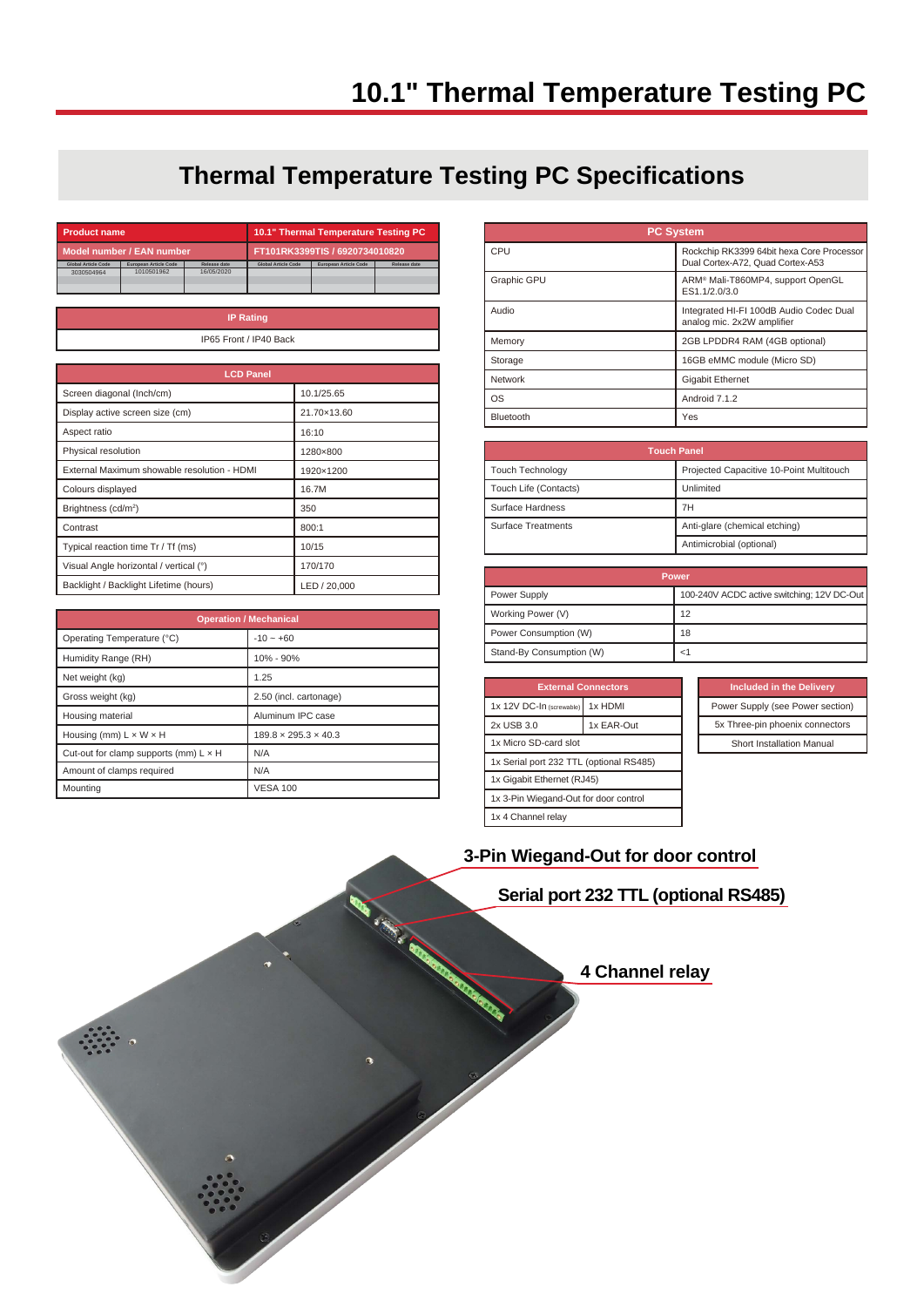# 10.1" Thermal Temperature Testing PC

## Thermal Temperature Testing PC Specifications

| Product name | | | 10.1" Thermal Temperature Testing PC | | |
|---|---|---|---|---|---|
| Model number / EAN number | | | FT101RK3399TIS / 6920734010820 | | |
| Global Article Code | European Article Code | Release date | Global Article Code | European Article Code | Release date |
| 3030504964 | 1010501962 | 16/05/2020 | | | |

| IP Rating |
|---|
| IP65 Front / IP40 Back |

| LCD Panel | |
|---|---|
| Screen diagonal (Inch/cm) | 10.1/25.65 |
| Display active screen size (cm) | 21.70×13.60 |
| Aspect ratio | 16:10 |
| Physical resolution | 1280×800 |
| External Maximum showable resolution - HDMI | 1920×1200 |
| Colours displayed | 16.7M |
| Brightness (cd/m²) | 350 |
| Contrast | 800:1 |
| Typical reaction time Tr / Tf (ms) | 10/15 |
| Visual Angle horizontal / vertical (°) | 170/170 |
| Backlight / Backlight Lifetime (hours) | LED / 20,000 |

| Operation / Mechanical | |
|---|---|
| Operating Temperature (°C) | -10 ~ +60 |
| Humidity Range (RH) | 10% - 90% |
| Net weight (kg) | 1.25 |
| Gross weight (kg) | 2.50 (incl. cartonage) |
| Housing material | Aluminum IPC case |
| Housing (mm) L × W × H | 189.8 × 295.3 × 40.3 |
| Cut-out for clamp supports (mm) L × H | N/A |
| Amount of clamps required | N/A |
| Mounting | VESA 100 |

| PC System | |
|---|---|
| CPU | Rockchip RK3399 64bit hexa Core Processor Dual Cortex-A72, Quad Cortex-A53 |
| Graphic GPU | ARM® Mali-T860MP4, support OpenGL ES1.1/2.0/3.0 |
| Audio | Integrated HI-FI 100dB Audio Codec Dual analog mic. 2x2W amplifier |
| Memory | 2GB LPDDR4 RAM (4GB optional) |
| Storage | 16GB eMMC module (Micro SD) |
| Network | Gigabit Ethernet |
| OS | Android 7.1.2 |
| Bluetooth | Yes |

| Touch Panel | |
|---|---|
| Touch Technology | Projected Capacitive 10-Point Multitouch |
| Touch Life (Contacts) | Unlimited |
| Surface Hardness | 7H |
| Surface Treatments | Anti-glare (chemical etching) |
| | Antimicrobial (optional) |

| Power | |
|---|---|
| Power Supply | 100-240V ACDC active switching; 12V DC-Out |
| Working Power (V) | 12 |
| Power Consumption (W) | 18 |
| Stand-By Consumption (W) | <1 |

| External Connectors | |
|---|---|
| 1x 12V DC-In (screwable) | 1x HDMI |
| 2x USB 3.0 | 1x EAR-Out |
| 1x Micro SD-card slot | |
| 1x Serial port 232 TTL (optional RS485) | |
| 1x Gigabit Ethernet (RJ45) | |
| 1x 3-Pin Wiegand-Out for door control | |
| 1x 4 Channel relay | |

| Included in the Delivery |
|---|
| Power Supply (see Power section) |
| 5x Three-pin phoenix connectors |
| Short Installation Manual |

**3-Pin Wiegand-Out for door control**

**Serial port 232 TTL (optional RS485)**

**4 Channel relay**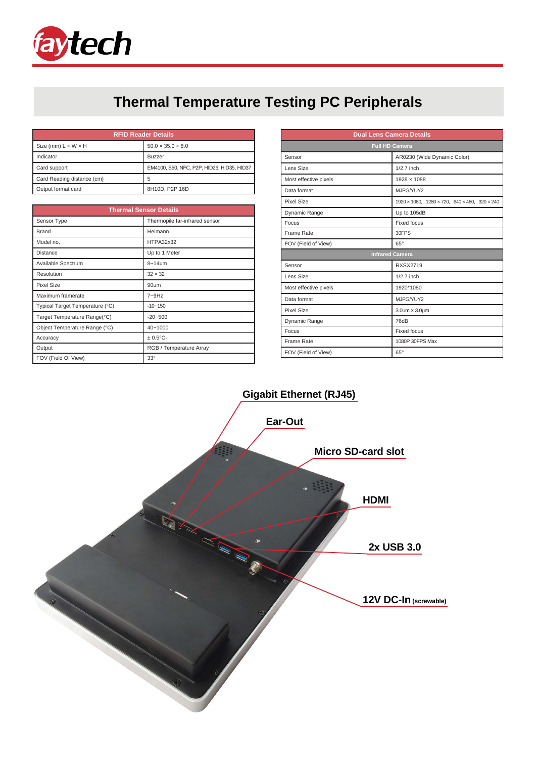# Thermal Temperature Testing PC Peripherals

| RFID Reader Details | |
|---|---|
| Size (mm) L × W × H | 50.0 × 35.0 × 8.0 |
| Indicator | Buzzer |
| Card support | EM4100, S50, NFC, P2P, HID26, HID35, HID37 |
| Card Reading distance (cm) | 5 |
| Output format card | 8H10D, P2P 16D |

| Thermal Sensor Details | |
|---|---|
| Sensor Type | Thermopile far-infrared sensor |
| Brand | Heimann |
| Model no. | HTPA32x32 |
| Distance | Up to 1 Meter |
| Available Spectrum | 8~14um |
| Resolution | 32 × 32 |
| Pixel Size | 90um |
| Maximum framerate | 7~9Hz |
| Typical Target Temperature (°C) | -10~150 |
| Target Temperature Range(°C) | -20~500 |
| Object Temperature Range (°C) | 40~1000 |
| Accuracy | ± 0.5°C- |
| Output | RGB / Temperature Array |
| FOV (Field Of View) | 33° |

| Dual Lens Camera Details | |
|---|---|
| **Full HD Camera** | |
| Sensor | AR0230 (Wide Dynamic Color) |
| Lens Size | 1/2.7 inch |
| Most effective pixels | 1928 × 1088 |
| Data format | MJPG/YUY2 |
| Pixel Size | 1920 × 1080, 1280 × 720, 640 × 480, 320 × 240 |
| Dynamic Range | Up to 105dB |
| Focus | Fixed focus |
| Frame Rate | 30FPS |
| FOV (Field of View) | 65° |
| **Infrared Camera** | |
| Sensor | RXSX2719 |
| Lens Size | 1/2.7 inch |
| Most effective pixels | 1920*1080 |
| Data format | MJPG/YUY2 |
| Pixel Size | 3.0um × 3.0μm |
| Dynamic Range | 76dB |
| Focus | Fixed focus |
| Frame Rate | 1080P 30FPS Max |
| FOV (Field of View) | 65° |

**Gigabit Ethernet (RJ45)**

**Ear-Out**

**Micro SD-card slot**

**HDMI**

**2x USB 3.0**

**12V DC-In** (screwable)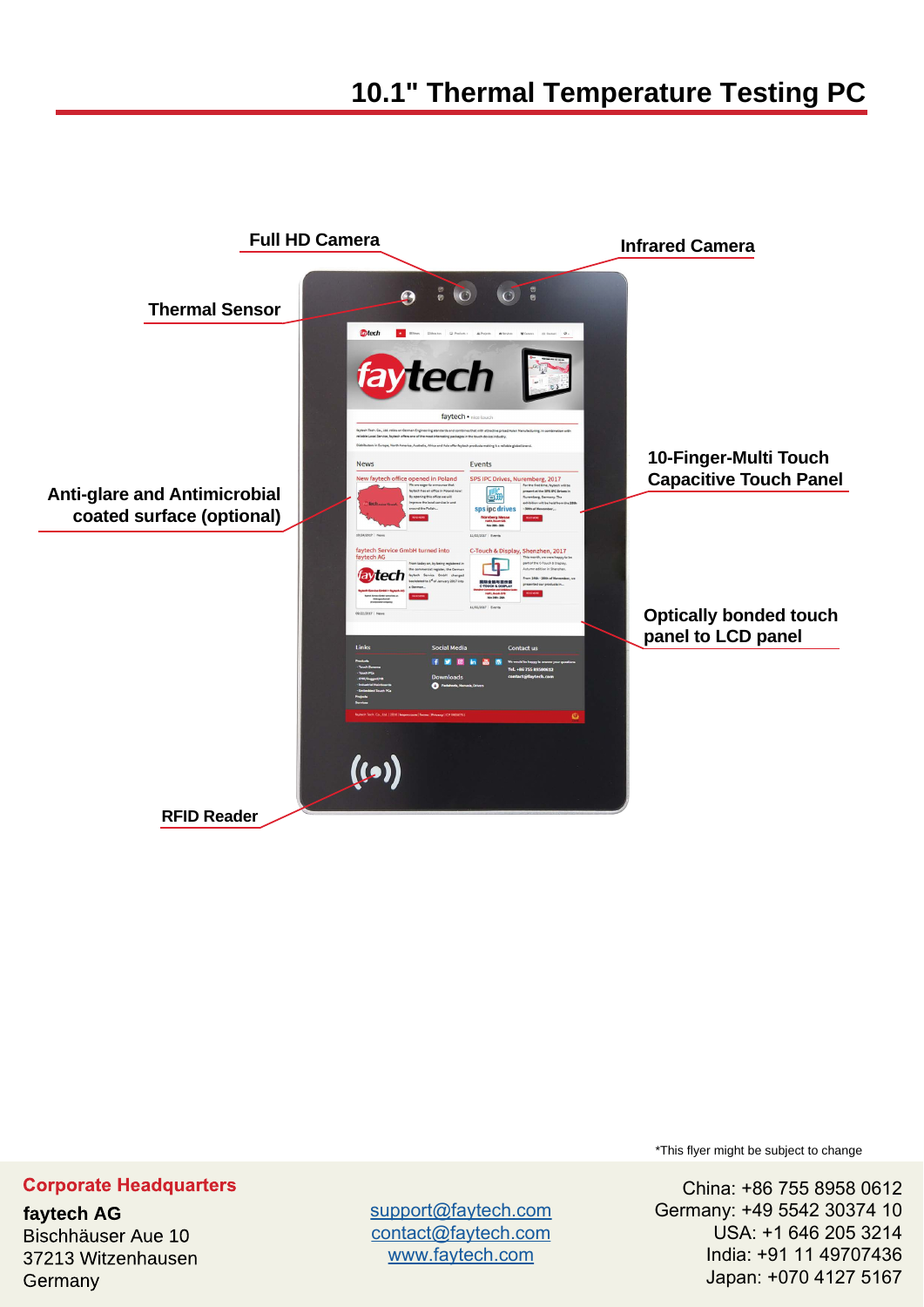# 10.1" Thermal Temperature Testing PC

Full HD Camera

Infrared Camera

Thermal Sensor

10-Finger-Multi Touch Capacitive Touch Panel

Anti-glare and Antimicrobial coated surface (optional)

Optically bonded touch panel to LCD panel

RFID Reader

*This flyer might be subject to change

**Corporate Headquarters**

**faytech AG**
Bischhäuser Aue 10
37213 Witzenhausen
Germany

support@faytech.com
contact@faytech.com
www.faytech.com

China: +86 755 8958 0612
Germany: +49 5542 30374 10
USA: +1 646 205 3214
India: +91 11 49707436
Japan: +070 4127 5167